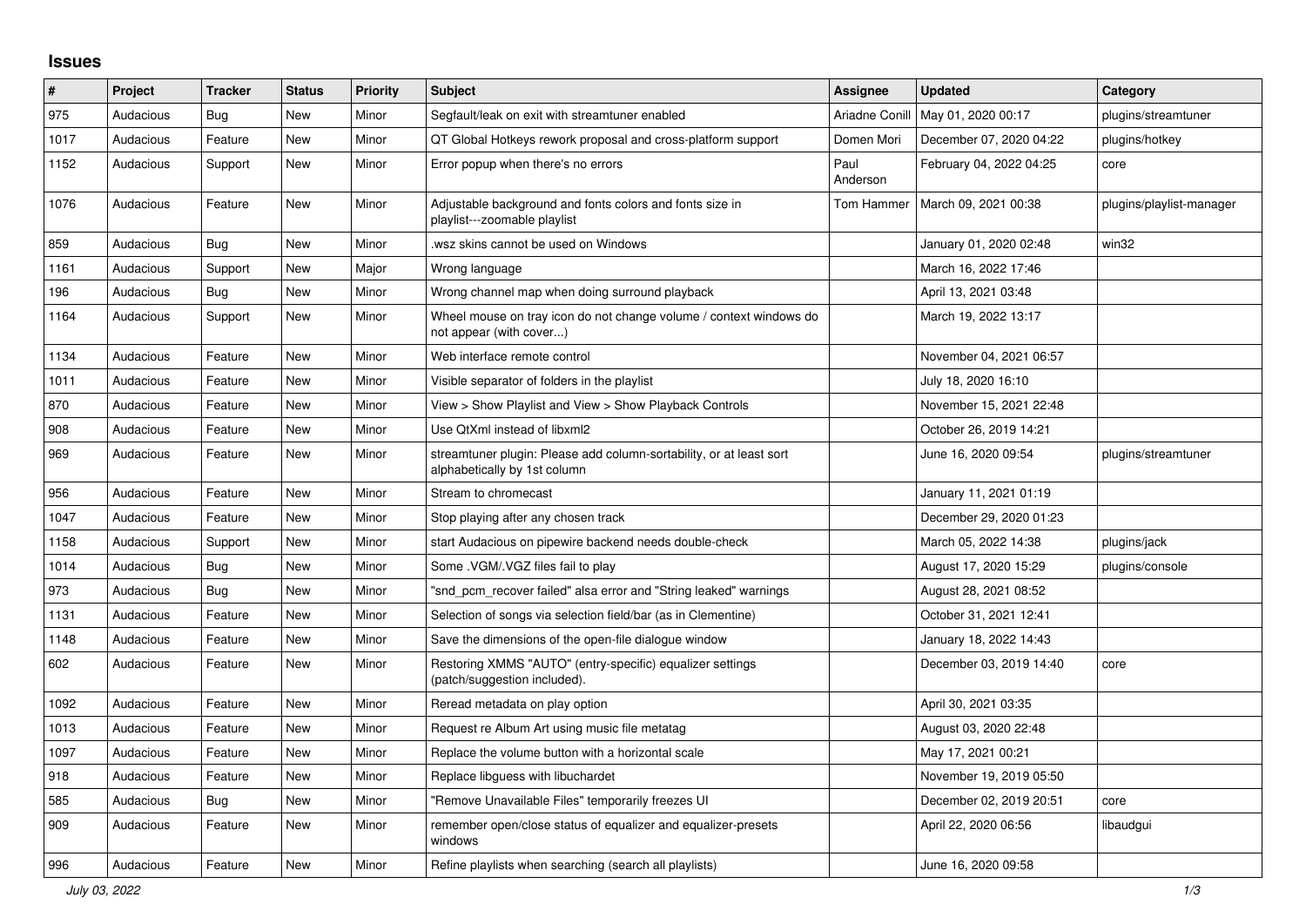## Issues

| # | Project | Tracker | Status | Priority | Subject | Assignee | Updated | Category |
|---|---|---|---|---|---|---|---|---|
| 975 | Audacious | Bug | New | Minor | Segfault/leak on exit with streamtuner enabled | Ariadne Conill | May 01, 2020 00:17 | plugins/streamtuner |
| 1017 | Audacious | Feature | New | Minor | QT Global Hotkeys rework proposal and cross-platform support | Domen Mori | December 07, 2020 04:22 | plugins/hotkey |
| 1152 | Audacious | Support | New | Minor | Error popup when there's no errors | Paul Anderson | February 04, 2022 04:25 | core |
| 1076 | Audacious | Feature | New | Minor | Adjustable background and fonts colors and fonts size in playlist---zoomable playlist | Tom Hammer | March 09, 2021 00:38 | plugins/playlist-manager |
| 859 | Audacious | Bug | New | Minor | .wsz skins cannot be used on Windows | | January 01, 2020 02:48 | win32 |
| 1161 | Audacious | Support | New | Major | Wrong language | | March 16, 2022 17:46 | |
| 196 | Audacious | Bug | New | Minor | Wrong channel map when doing surround playback | | April 13, 2021 03:48 | |
| 1164 | Audacious | Support | New | Minor | Wheel mouse on tray icon do not change volume / context windows do not appear (with cover...) | | March 19, 2022 13:17 | |
| 1134 | Audacious | Feature | New | Minor | Web interface remote control | | November 04, 2021 06:57 | |
| 1011 | Audacious | Feature | New | Minor | Visible separator of folders in the playlist | | July 18, 2020 16:10 | |
| 870 | Audacious | Feature | New | Minor | View > Show Playlist and View > Show Playback Controls | | November 15, 2021 22:48 | |
| 908 | Audacious | Feature | New | Minor | Use QtXml instead of libxml2 | | October 26, 2019 14:21 | |
| 969 | Audacious | Feature | New | Minor | streamtuner plugin: Please add column-sortability, or at least sort alphabetically by 1st column | | June 16, 2020 09:54 | plugins/streamtuner |
| 956 | Audacious | Feature | New | Minor | Stream to chromecast | | January 11, 2021 01:19 | |
| 1047 | Audacious | Feature | New | Minor | Stop playing after any chosen track | | December 29, 2020 01:23 | |
| 1158 | Audacious | Support | New | Minor | start Audacious on pipewire backend needs double-check | | March 05, 2022 14:38 | plugins/jack |
| 1014 | Audacious | Bug | New | Minor | Some .VGM/.VGZ files fail to play | | August 17, 2020 15:29 | plugins/console |
| 973 | Audacious | Bug | New | Minor | "snd_pcm_recover failed" alsa error and "String leaked" warnings | | August 28, 2021 08:52 | |
| 1131 | Audacious | Feature | New | Minor | Selection of songs via selection field/bar (as in Clementine) | | October 31, 2021 12:41 | |
| 1148 | Audacious | Feature | New | Minor | Save the dimensions of the open-file dialogue window | | January 18, 2022 14:43 | |
| 602 | Audacious | Feature | New | Minor | Restoring XMMS "AUTO" (entry-specific) equalizer settings (patch/suggestion included). | | December 03, 2019 14:40 | core |
| 1092 | Audacious | Feature | New | Minor | Reread metadata on play option | | April 30, 2021 03:35 | |
| 1013 | Audacious | Feature | New | Minor | Request re Album Art using music file metatag | | August 03, 2020 22:48 | |
| 1097 | Audacious | Feature | New | Minor | Replace the volume button with a horizontal scale | | May 17, 2021 00:21 | |
| 918 | Audacious | Feature | New | Minor | Replace libguess with libuchardet | | November 19, 2019 05:50 | |
| 585 | Audacious | Bug | New | Minor | "Remove Unavailable Files" temporarily freezes UI | | December 02, 2019 20:51 | core |
| 909 | Audacious | Feature | New | Minor | remember open/close status of equalizer and equalizer-presets windows | | April 22, 2020 06:56 | libaudgui |
| 996 | Audacious | Feature | New | Minor | Refine playlists when searching (search all playlists) | | June 16, 2020 09:58 | |

*July 03, 2022*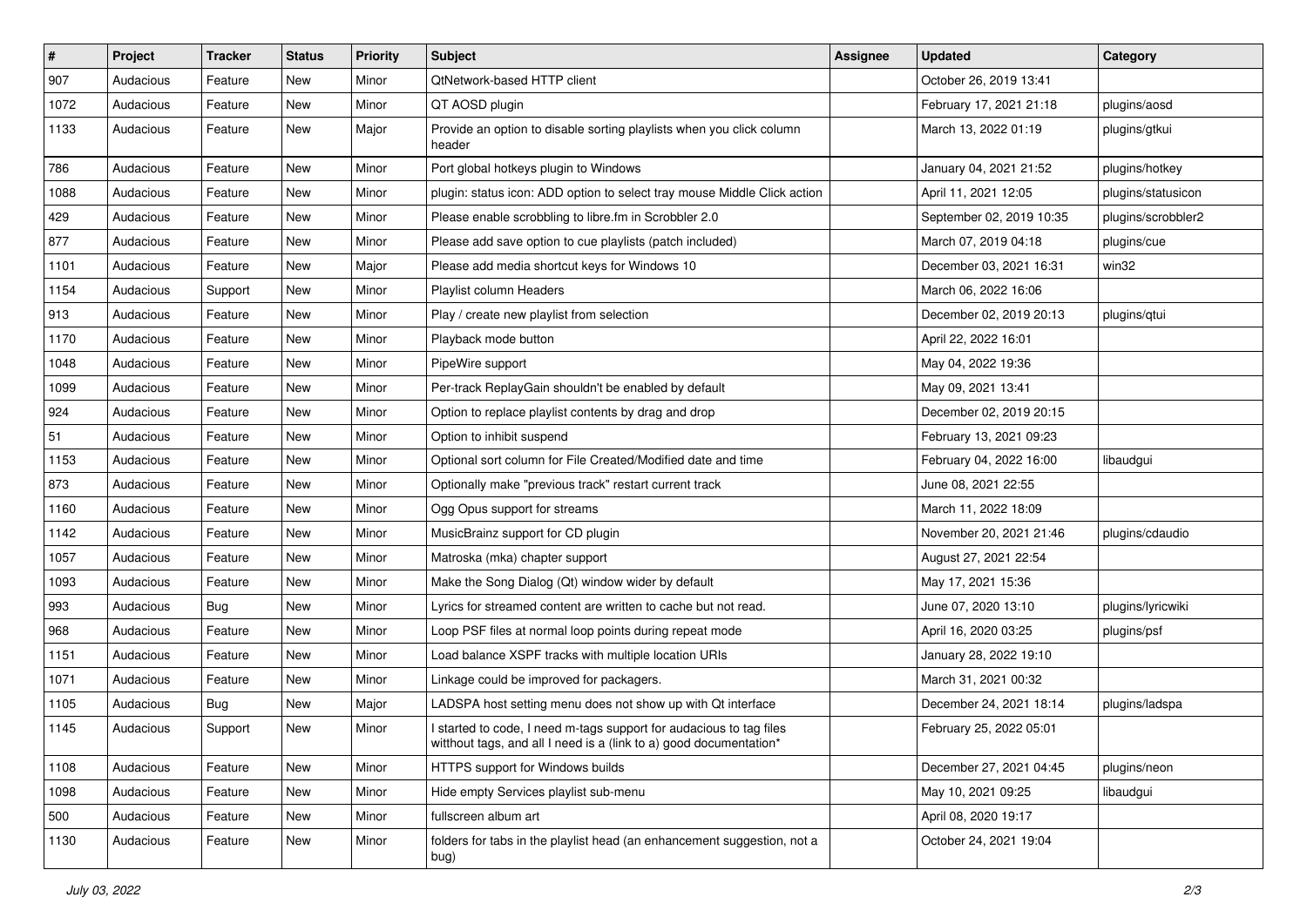| # | Project | Tracker | Status | Priority | Subject | Assignee | Updated | Category |
|---|---|---|---|---|---|---|---|---|
| 907 | Audacious | Feature | New | Minor | QtNetwork-based HTTP client | | October 26, 2019 13:41 | |
| 1072 | Audacious | Feature | New | Minor | QT AOSD plugin | | February 17, 2021 21:18 | plugins/aosd |
| 1133 | Audacious | Feature | New | Major | Provide an option to disable sorting playlists when you click column header | | March 13, 2022 01:19 | plugins/gtkui |
| 786 | Audacious | Feature | New | Minor | Port global hotkeys plugin to Windows | | January 04, 2021 21:52 | plugins/hotkey |
| 1088 | Audacious | Feature | New | Minor | plugin: status icon: ADD option to select tray mouse Middle Click action | | April 11, 2021 12:05 | plugins/statusicon |
| 429 | Audacious | Feature | New | Minor | Please enable scrobbling to libre.fm in Scrobbler 2.0 | | September 02, 2019 10:35 | plugins/scrobbler2 |
| 877 | Audacious | Feature | New | Minor | Please add save option to cue playlists (patch included) | | March 07, 2019 04:18 | plugins/cue |
| 1101 | Audacious | Feature | New | Major | Please add media shortcut keys for Windows 10 | | December 03, 2021 16:31 | win32 |
| 1154 | Audacious | Support | New | Minor | Playlist column Headers | | March 06, 2022 16:06 | |
| 913 | Audacious | Feature | New | Minor | Play / create new playlist from selection | | December 02, 2019 20:13 | plugins/qtui |
| 1170 | Audacious | Feature | New | Minor | Playback mode button | | April 22, 2022 16:01 | |
| 1048 | Audacious | Feature | New | Minor | PipeWire support | | May 04, 2022 19:36 | |
| 1099 | Audacious | Feature | New | Minor | Per-track ReplayGain shouldn't be enabled by default | | May 09, 2021 13:41 | |
| 924 | Audacious | Feature | New | Minor | Option to replace playlist contents by drag and drop | | December 02, 2019 20:15 | |
| 51 | Audacious | Feature | New | Minor | Option to inhibit suspend | | February 13, 2021 09:23 | |
| 1153 | Audacious | Feature | New | Minor | Optional sort column for File Created/Modified date and time | | February 04, 2022 16:00 | libaudgui |
| 873 | Audacious | Feature | New | Minor | Optionally make "previous track" restart current track | | June 08, 2021 22:55 | |
| 1160 | Audacious | Feature | New | Minor | Ogg Opus support for streams | | March 11, 2022 18:09 | |
| 1142 | Audacious | Feature | New | Minor | MusicBrainz support for CD plugin | | November 20, 2021 21:46 | plugins/cdaudio |
| 1057 | Audacious | Feature | New | Minor | Matroska (mka) chapter support | | August 27, 2021 22:54 | |
| 1093 | Audacious | Feature | New | Minor | Make the Song Dialog (Qt) window wider by default | | May 17, 2021 15:36 | |
| 993 | Audacious | Bug | New | Minor | Lyrics for streamed content are written to cache but not read. | | June 07, 2020 13:10 | plugins/lyricwiki |
| 968 | Audacious | Feature | New | Minor | Loop PSF files at normal loop points during repeat mode | | April 16, 2020 03:25 | plugins/psf |
| 1151 | Audacious | Feature | New | Minor | Load balance XSPF tracks with multiple location URIs | | January 28, 2022 19:10 | |
| 1071 | Audacious | Feature | New | Minor | Linkage could be improved for packagers. | | March 31, 2021 00:32 | |
| 1105 | Audacious | Bug | New | Major | LADSPA host setting menu does not show up with Qt interface | | December 24, 2021 18:14 | plugins/ladspa |
| 1145 | Audacious | Support | New | Minor | I started to code, I need m-tags support for audacious to tag files witthout tags, and all I need is a (link to a) good documentation* | | February 25, 2022 05:01 | |
| 1108 | Audacious | Feature | New | Minor | HTTPS support for Windows builds | | December 27, 2021 04:45 | plugins/neon |
| 1098 | Audacious | Feature | New | Minor | Hide empty Services playlist sub-menu | | May 10, 2021 09:25 | libaudgui |
| 500 | Audacious | Feature | New | Minor | fullscreen album art | | April 08, 2020 19:17 | |
| 1130 | Audacious | Feature | New | Minor | folders for tabs in the playlist head (an enhancement suggestion, not a bug) | | October 24, 2021 19:04 | |

*July 03, 2022*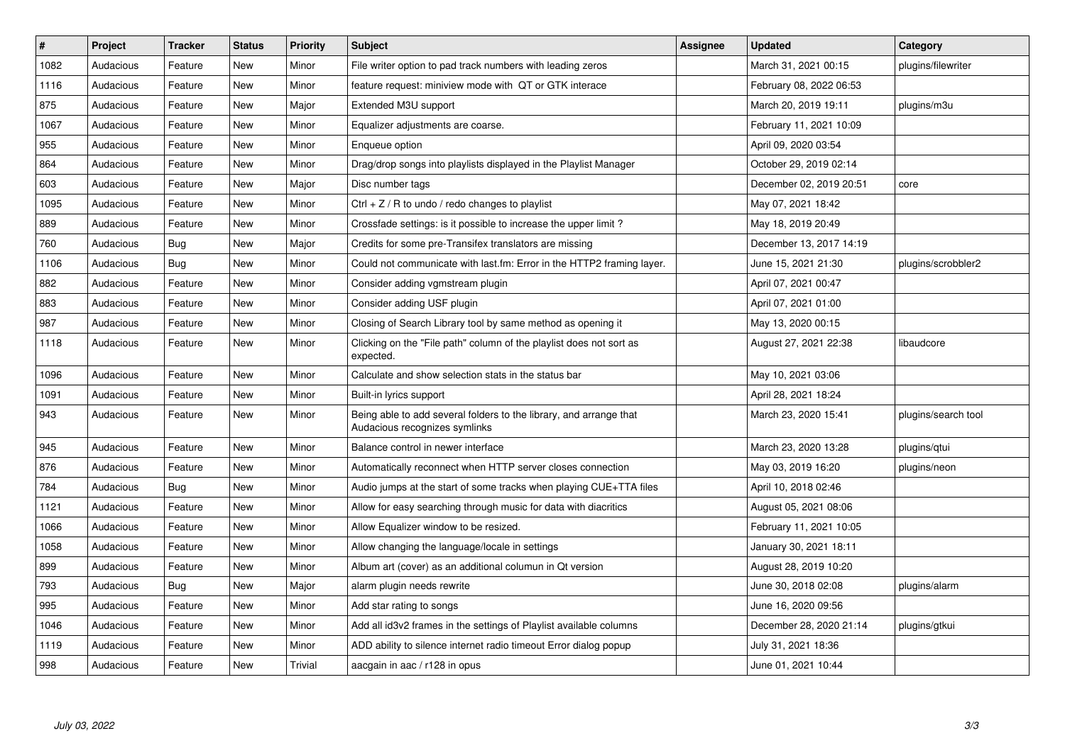| # | Project | Tracker | Status | Priority | Subject | Assignee | Updated | Category |
|---|---|---|---|---|---|---|---|---|
| 1082 | Audacious | Feature | New | Minor | File writer option to pad track numbers with leading zeros | | March 31, 2021 00:15 | plugins/filewriter |
| 1116 | Audacious | Feature | New | Minor | feature request: miniview mode with QT or GTK interace | | February 08, 2022 06:53 | |
| 875 | Audacious | Feature | New | Major | Extended M3U support | | March 20, 2019 19:11 | plugins/m3u |
| 1067 | Audacious | Feature | New | Minor | Equalizer adjustments are coarse. | | February 11, 2021 10:09 | |
| 955 | Audacious | Feature | New | Minor | Enqueue option | | April 09, 2020 03:54 | |
| 864 | Audacious | Feature | New | Minor | Drag/drop songs into playlists displayed in the Playlist Manager | | October 29, 2019 02:14 | |
| 603 | Audacious | Feature | New | Major | Disc number tags | | December 02, 2019 20:51 | core |
| 1095 | Audacious | Feature | New | Minor | Ctrl + Z / R to undo / redo changes to playlist | | May 07, 2021 18:42 | |
| 889 | Audacious | Feature | New | Minor | Crossfade settings: is it possible to increase the upper limit ? | | May 18, 2019 20:49 | |
| 760 | Audacious | Bug | New | Major | Credits for some pre-Transifex translators are missing | | December 13, 2017 14:19 | |
| 1106 | Audacious | Bug | New | Minor | Could not communicate with last.fm: Error in the HTTP2 framing layer. | | June 15, 2021 21:30 | plugins/scrobbler2 |
| 882 | Audacious | Feature | New | Minor | Consider adding vgmstream plugin | | April 07, 2021 00:47 | |
| 883 | Audacious | Feature | New | Minor | Consider adding USF plugin | | April 07, 2021 01:00 | |
| 987 | Audacious | Feature | New | Minor | Closing of Search Library tool by same method as opening it | | May 13, 2020 00:15 | |
| 1118 | Audacious | Feature | New | Minor | Clicking on the "File path" column of the playlist does not sort as expected. | | August 27, 2021 22:38 | libaudcore |
| 1096 | Audacious | Feature | New | Minor | Calculate and show selection stats in the status bar | | May 10, 2021 03:06 | |
| 1091 | Audacious | Feature | New | Minor | Built-in lyrics support | | April 28, 2021 18:24 | |
| 943 | Audacious | Feature | New | Minor | Being able to add several folders to the library, and arrange that Audacious recognizes symlinks | | March 23, 2020 15:41 | plugins/search tool |
| 945 | Audacious | Feature | New | Minor | Balance control in newer interface | | March 23, 2020 13:28 | plugins/qtui |
| 876 | Audacious | Feature | New | Minor | Automatically reconnect when HTTP server closes connection | | May 03, 2019 16:20 | plugins/neon |
| 784 | Audacious | Bug | New | Minor | Audio jumps at the start of some tracks when playing CUE+TTA files | | April 10, 2018 02:46 | |
| 1121 | Audacious | Feature | New | Minor | Allow for easy searching through music for data with diacritics | | August 05, 2021 08:06 | |
| 1066 | Audacious | Feature | New | Minor | Allow Equalizer window to be resized. | | February 11, 2021 10:05 | |
| 1058 | Audacious | Feature | New | Minor | Allow changing the language/locale in settings | | January 30, 2021 18:11 | |
| 899 | Audacious | Feature | New | Minor | Album art (cover) as an additional columun in Qt version | | August 28, 2019 10:20 | |
| 793 | Audacious | Bug | New | Major | alarm plugin needs rewrite | | June 30, 2018 02:08 | plugins/alarm |
| 995 | Audacious | Feature | New | Minor | Add star rating to songs | | June 16, 2020 09:56 | |
| 1046 | Audacious | Feature | New | Minor | Add all id3v2 frames in the settings of Playlist available columns | | December 28, 2020 21:14 | plugins/gtkui |
| 1119 | Audacious | Feature | New | Minor | ADD ability to silence internet radio timeout Error dialog popup | | July 31, 2021 18:36 | |
| 998 | Audacious | Feature | New | Trivial | aacgain in aac / r128 in opus | | June 01, 2021 10:44 | |

*July 03, 2022*